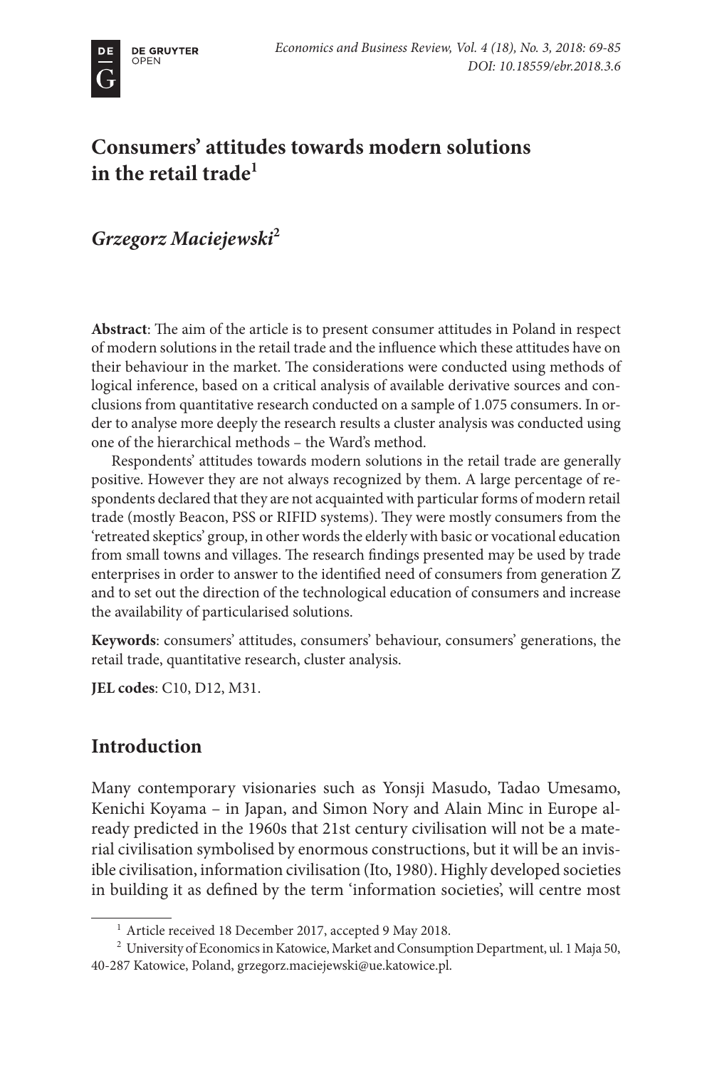# Consumers' attitudes towards modern solutions in the retail trade[1]

## *Grzegorz Maciejewski*[2]

**Abstract**: The aim of the article is to present consumer attitudes in Poland in respect of modern solutions in the retail trade and the influence which these attitudes have on their behaviour in the market. The considerations were conducted using methods of logical inference, based on a critical analysis of available derivative sources and conclusions from quantitative research conducted on a sample of 1.075 consumers. In order to analyse more deeply the research results a cluster analysis was conducted using one of the hierarchical methods – the Ward's method.

Respondents' attitudes towards modern solutions in the retail trade are generally positive. However they are not always recognized by them. A large percentage of respondents declared that they are not acquainted with particular forms of modern retail trade (mostly Beacon, PSS or RIFID systems). They were mostly consumers from the 'retreated skeptics' group, in other words the elderly with basic or vocational education from small towns and villages. The research findings presented may be used by trade enterprises in order to answer to the identified need of consumers from generation Z and to set out the direction of the technological education of consumers and increase the availability of particularised solutions.

**Keywords**: consumers' attitudes, consumers' behaviour, consumers' generations, the retail trade, quantitative research, cluster analysis.

**JEL codes**: C10, D12, M31.

## Introduction

Many contemporary visionaries such as Yonsji Masudo, Tadao Umesamo, Kenichi Koyama – in Japan, and Simon Nory and Alain Minc in Europe already predicted in the 1960s that 21st century civilisation will not be a material civilisation symbolised by enormous constructions, but it will be an invisible civilisation, information civilisation (Ito, 1980). Highly developed societies in building it as defined by the term 'information societies', will centre most

[1] Article received 18 December 2017, accepted 9 May 2018.

[2] University of Economics in Katowice, Market and Consumption Department, ul. 1 Maja 50, 40-287 Katowice, Poland, grzegorz.maciejewski@ue.katowice.pl.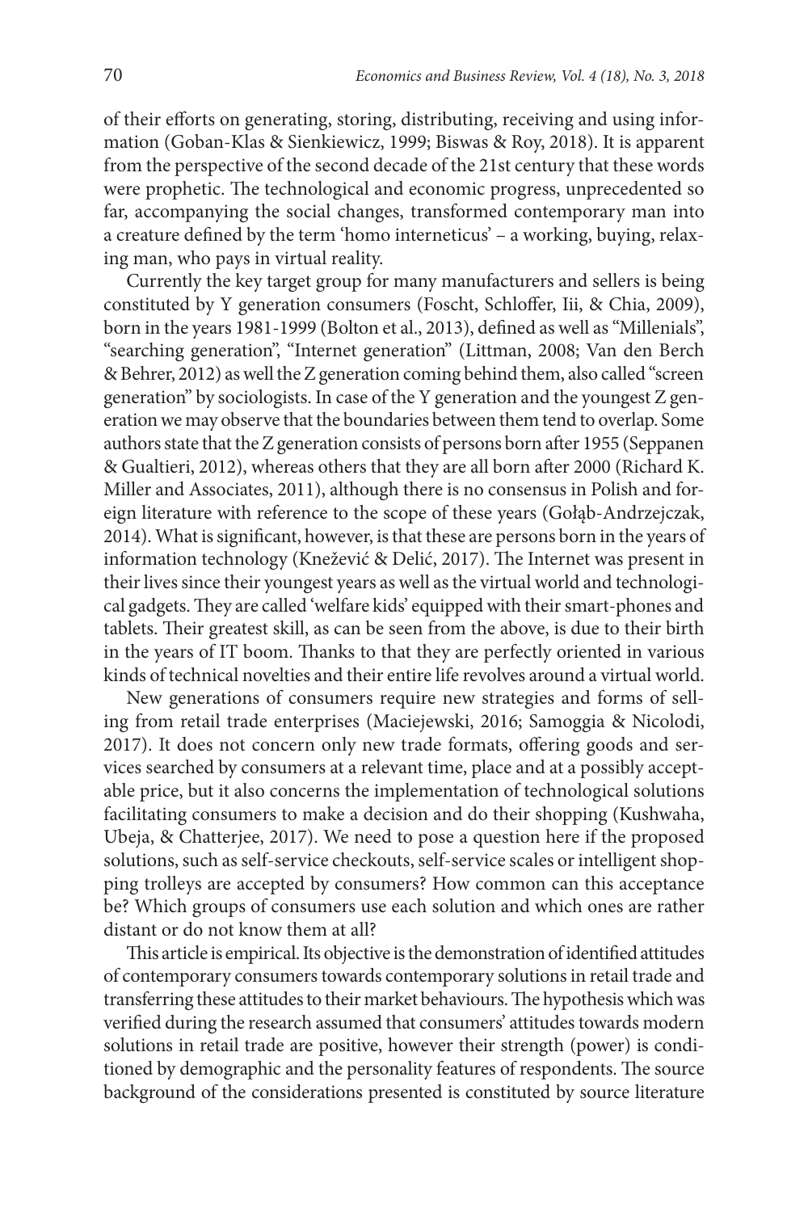of their efforts on generating, storing, distributing, receiving and using information (Goban-Klas & Sienkiewicz, 1999; Biswas & Roy, 2018). It is apparent from the perspective of the second decade of the 21st century that these words were prophetic. The technological and economic progress, unprecedented so far, accompanying the social changes, transformed contemporary man into a creature defined by the term 'homo interneticus' – a working, buying, relaxing man, who pays in virtual reality.

Currently the key target group for many manufacturers and sellers is being constituted by Y generation consumers (Foscht, Schloffer, Iii, & Chia, 2009), born in the years 1981-1999 (Bolton et al., 2013), defined as well as "Millenials", "searching generation", "Internet generation" (Littman, 2008; Van den Berch & Behrer, 2012) as well the Z generation coming behind them, also called "screen generation" by sociologists. In case of the Y generation and the youngest Z generation we may observe that the boundaries between them tend to overlap. Some authors state that the Z generation consists of persons born after 1955 (Seppanen & Gualtieri, 2012), whereas others that they are all born after 2000 (Richard K. Miller and Associates, 2011), although there is no consensus in Polish and foreign literature with reference to the scope of these years (Gołąb-Andrzejczak, 2014). What is significant, however, is that these are persons born in the years of information technology (Knežević & Delić, 2017). The Internet was present in their lives since their youngest years as well as the virtual world and technological gadgets. They are called 'welfare kids' equipped with their smart-phones and tablets. Their greatest skill, as can be seen from the above, is due to their birth in the years of IT boom. Thanks to that they are perfectly oriented in various kinds of technical novelties and their entire life revolves around a virtual world.

New generations of consumers require new strategies and forms of selling from retail trade enterprises (Maciejewski, 2016; Samoggia & Nicolodi, 2017). It does not concern only new trade formats, offering goods and services searched by consumers at a relevant time, place and at a possibly acceptable price, but it also concerns the implementation of technological solutions facilitating consumers to make a decision and do their shopping (Kushwaha, Ubeja, & Chatterjee, 2017). We need to pose a question here if the proposed solutions, such as self-service checkouts, self-service scales or intelligent shopping trolleys are accepted by consumers? How common can this acceptance be? Which groups of consumers use each solution and which ones are rather distant or do not know them at all?

This article is empirical. Its objective is the demonstration of identified attitudes of contemporary consumers towards contemporary solutions in retail trade and transferring these attitudes to their market behaviours. The hypothesis which was verified during the research assumed that consumers' attitudes towards modern solutions in retail trade are positive, however their strength (power) is conditioned by demographic and the personality features of respondents. The source background of the considerations presented is constituted by source literature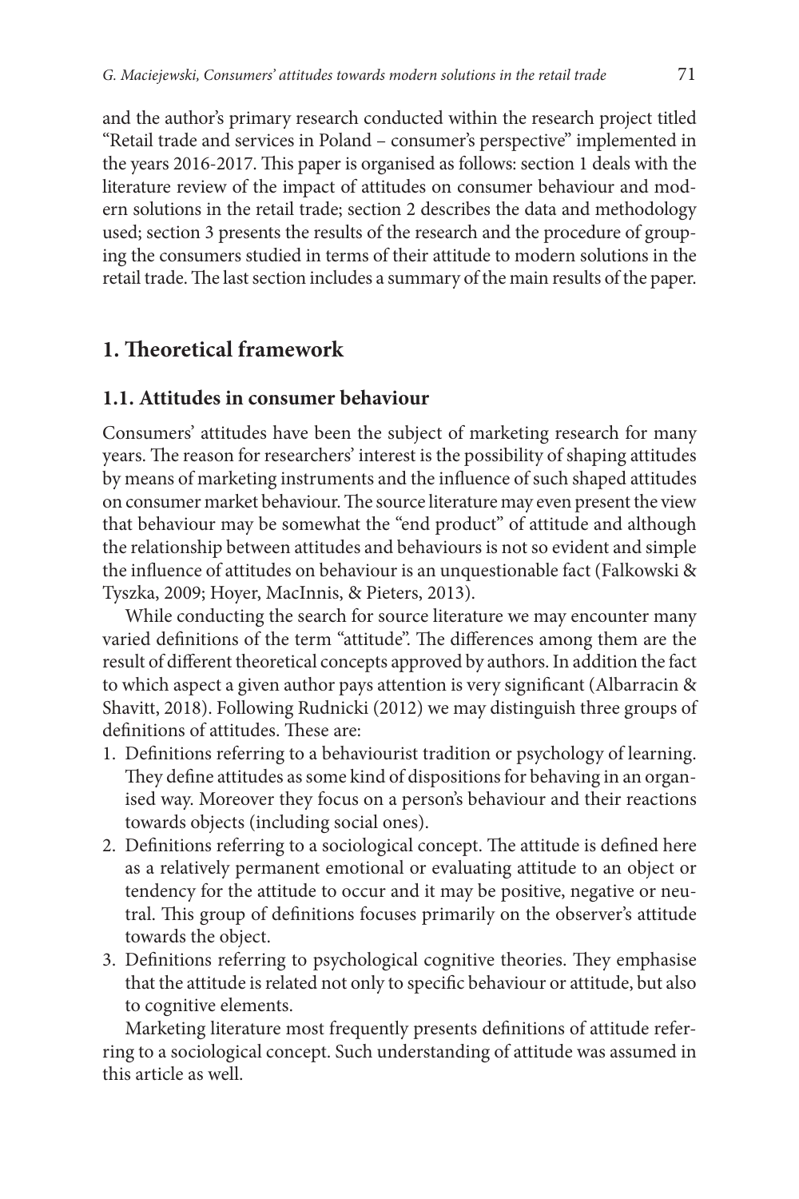and the author's primary research conducted within the research project titled "Retail trade and services in Poland – consumer's perspective" implemented in the years 2016-2017. This paper is organised as follows: section 1 deals with the literature review of the impact of attitudes on consumer behaviour and modern solutions in the retail trade; section 2 describes the data and methodology used; section 3 presents the results of the research and the procedure of grouping the consumers studied in terms of their attitude to modern solutions in the retail trade. The last section includes a summary of the main results of the paper.

## 1. Theoretical framework

### 1.1. Attitudes in consumer behaviour

Consumers' attitudes have been the subject of marketing research for many years. The reason for researchers' interest is the possibility of shaping attitudes by means of marketing instruments and the influence of such shaped attitudes on consumer market behaviour. The source literature may even present the view that behaviour may be somewhat the "end product" of attitude and although the relationship between attitudes and behaviours is not so evident and simple the influence of attitudes on behaviour is an unquestionable fact (Falkowski & Tyszka, 2009; Hoyer, MacInnis, & Pieters, 2013).

While conducting the search for source literature we may encounter many varied definitions of the term "attitude". The differences among them are the result of different theoretical concepts approved by authors. In addition the fact to which aspect a given author pays attention is very significant (Albarracin & Shavitt, 2018). Following Rudnicki (2012) we may distinguish three groups of definitions of attitudes. These are:

1. Definitions referring to a behaviourist tradition or psychology of learning. They define attitudes as some kind of dispositions for behaving in an organised way. Moreover they focus on a person's behaviour and their reactions towards objects (including social ones).
2. Definitions referring to a sociological concept. The attitude is defined here as a relatively permanent emotional or evaluating attitude to an object or tendency for the attitude to occur and it may be positive, negative or neutral. This group of definitions focuses primarily on the observer's attitude towards the object.
3. Definitions referring to psychological cognitive theories. They emphasise that the attitude is related not only to specific behaviour or attitude, but also to cognitive elements.

Marketing literature most frequently presents definitions of attitude referring to a sociological concept. Such understanding of attitude was assumed in this article as well.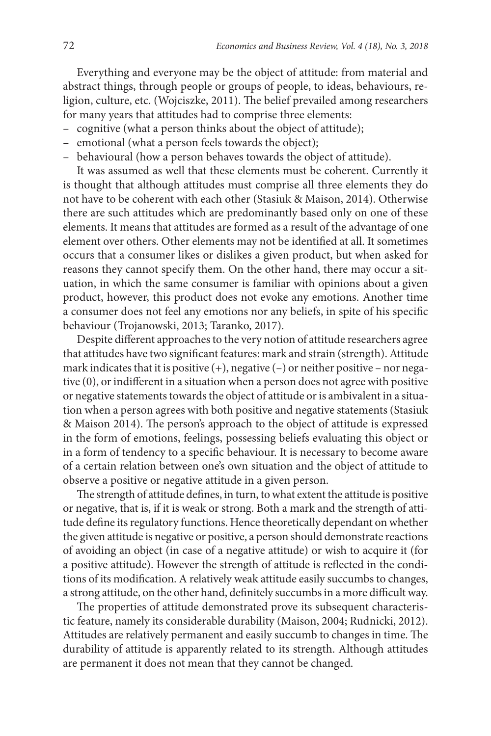Everything and everyone may be the object of attitude: from material and abstract things, through people or groups of people, to ideas, behaviours, religion, culture, etc. (Wojciszke, 2011). The belief prevailed among researchers for many years that attitudes had to comprise three elements:

- cognitive (what a person thinks about the object of attitude);
- emotional (what a person feels towards the object);
- behavioural (how a person behaves towards the object of attitude).

It was assumed as well that these elements must be coherent. Currently it is thought that although attitudes must comprise all three elements they do not have to be coherent with each other (Stasiuk & Maison, 2014). Otherwise there are such attitudes which are predominantly based only on one of these elements. It means that attitudes are formed as a result of the advantage of one element over others. Other elements may not be identified at all. It sometimes occurs that a consumer likes or dislikes a given product, but when asked for reasons they cannot specify them. On the other hand, there may occur a situation, in which the same consumer is familiar with opinions about a given product, however, this product does not evoke any emotions. Another time a consumer does not feel any emotions nor any beliefs, in spite of his specific behaviour (Trojanowski, 2013; Taranko, 2017).

Despite different approaches to the very notion of attitude researchers agree that attitudes have two significant features: mark and strain (strength). Attitude mark indicates that it is positive (+), negative (–) or neither positive – nor negative (0), or indifferent in a situation when a person does not agree with positive or negative statements towards the object of attitude or is ambivalent in a situation when a person agrees with both positive and negative statements (Stasiuk & Maison 2014). The person's approach to the object of attitude is expressed in the form of emotions, feelings, possessing beliefs evaluating this object or in a form of tendency to a specific behaviour. It is necessary to become aware of a certain relation between one's own situation and the object of attitude to observe a positive or negative attitude in a given person.

The strength of attitude defines, in turn, to what extent the attitude is positive or negative, that is, if it is weak or strong. Both a mark and the strength of attitude define its regulatory functions. Hence theoretically dependant on whether the given attitude is negative or positive, a person should demonstrate reactions of avoiding an object (in case of a negative attitude) or wish to acquire it (for a positive attitude). However the strength of attitude is reflected in the conditions of its modification. A relatively weak attitude easily succumbs to changes, a strong attitude, on the other hand, definitely succumbs in a more difficult way.

The properties of attitude demonstrated prove its subsequent characteristic feature, namely its considerable durability (Maison, 2004; Rudnicki, 2012). Attitudes are relatively permanent and easily succumb to changes in time. The durability of attitude is apparently related to its strength. Although attitudes are permanent it does not mean that they cannot be changed.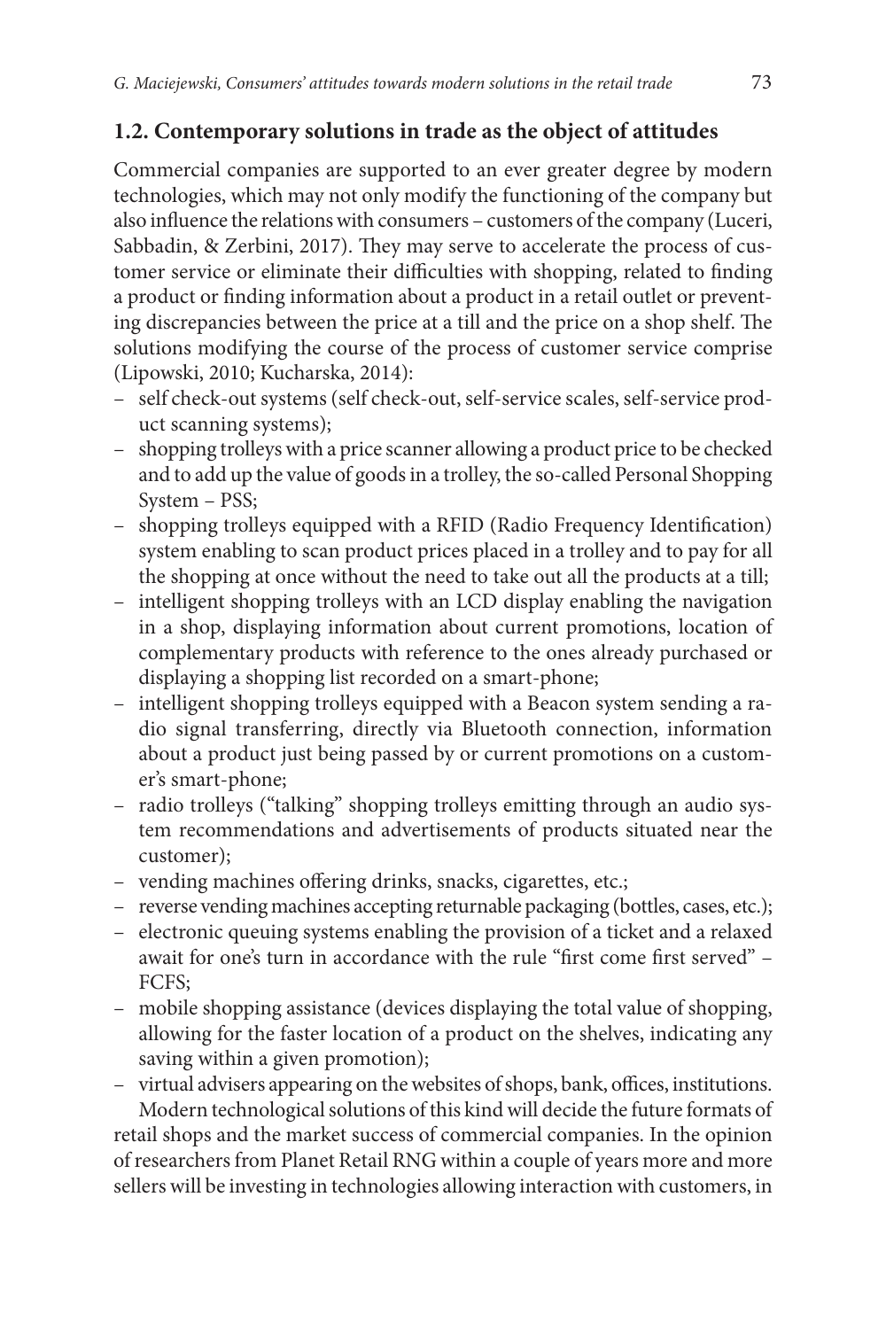## 1.2. Contemporary solutions in trade as the object of attitudes

Commercial companies are supported to an ever greater degree by modern technologies, which may not only modify the functioning of the company but also influence the relations with consumers – customers of the company (Luceri, Sabbadin, & Zerbini, 2017). They may serve to accelerate the process of customer service or eliminate their difficulties with shopping, related to finding a product or finding information about a product in a retail outlet or preventing discrepancies between the price at a till and the price on a shop shelf. The solutions modifying the course of the process of customer service comprise (Lipowski, 2010; Kucharska, 2014):

- self check-out systems (self check-out, self-service scales, self-service product scanning systems);
- shopping trolleys with a price scanner allowing a product price to be checked and to add up the value of goods in a trolley, the so-called Personal Shopping System – PSS;
- shopping trolleys equipped with a RFID (Radio Frequency Identification) system enabling to scan product prices placed in a trolley and to pay for all the shopping at once without the need to take out all the products at a till;
- intelligent shopping trolleys with an LCD display enabling the navigation in a shop, displaying information about current promotions, location of complementary products with reference to the ones already purchased or displaying a shopping list recorded on a smart-phone;
- intelligent shopping trolleys equipped with a Beacon system sending a radio signal transferring, directly via Bluetooth connection, information about a product just being passed by or current promotions on a customer's smart-phone;
- radio trolleys ("talking" shopping trolleys emitting through an audio system recommendations and advertisements of products situated near the customer);
- vending machines offering drinks, snacks, cigarettes, etc.;
- reverse vending machines accepting returnable packaging (bottles, cases, etc.);
- electronic queuing systems enabling the provision of a ticket and a relaxed await for one's turn in accordance with the rule "first come first served" – FCFS;
- mobile shopping assistance (devices displaying the total value of shopping, allowing for the faster location of a product on the shelves, indicating any saving within a given promotion);
- virtual advisers appearing on the websites of shops, bank, offices, institutions.

Modern technological solutions of this kind will decide the future formats of retail shops and the market success of commercial companies. In the opinion of researchers from Planet Retail RNG within a couple of years more and more sellers will be investing in technologies allowing interaction with customers, in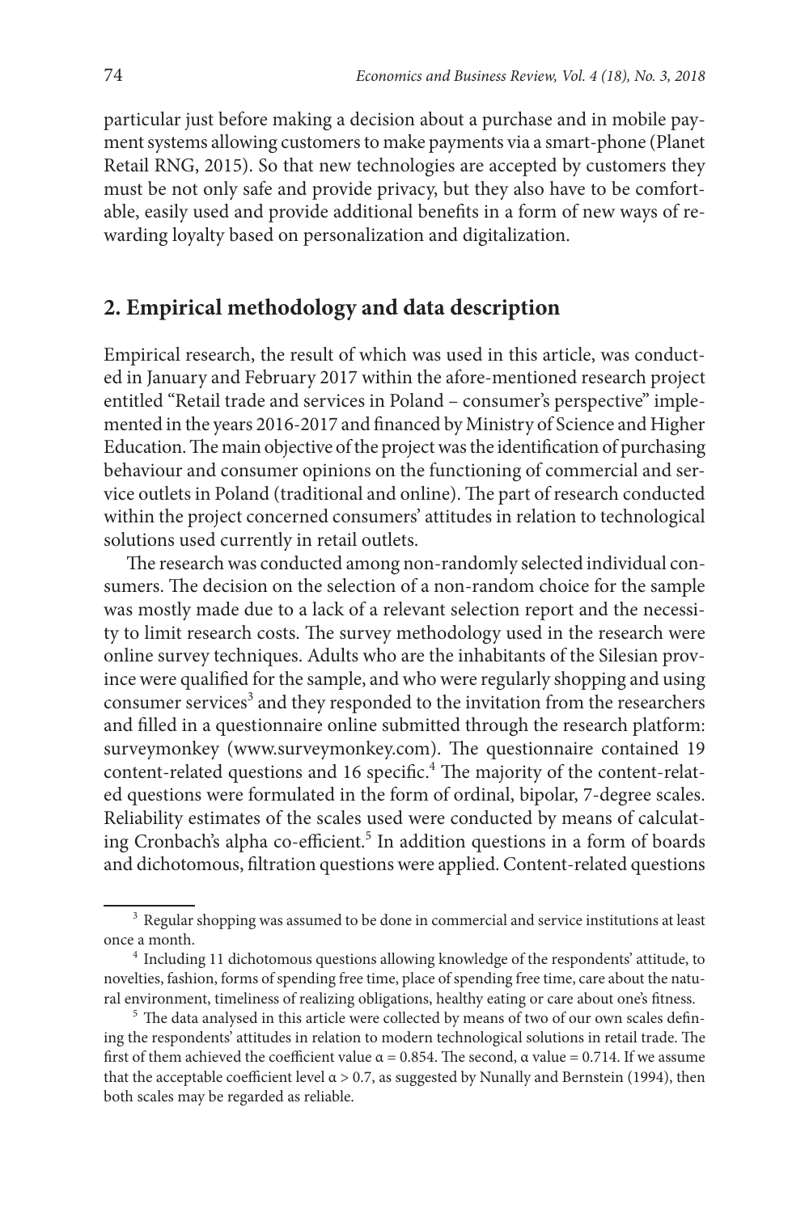particular just before making a decision about a purchase and in mobile payment systems allowing customers to make payments via a smart-phone (Planet Retail RNG, 2015). So that new technologies are accepted by customers they must be not only safe and provide privacy, but they also have to be comfortable, easily used and provide additional benefits in a form of new ways of rewarding loyalty based on personalization and digitalization.

## 2. Empirical methodology and data description

Empirical research, the result of which was used in this article, was conducted in January and February 2017 within the afore-mentioned research project entitled "Retail trade and services in Poland – consumer's perspective" implemented in the years 2016-2017 and financed by Ministry of Science and Higher Education. The main objective of the project was the identification of purchasing behaviour and consumer opinions on the functioning of commercial and service outlets in Poland (traditional and online). The part of research conducted within the project concerned consumers' attitudes in relation to technological solutions used currently in retail outlets.

The research was conducted among non-randomly selected individual consumers. The decision on the selection of a non-random choice for the sample was mostly made due to a lack of a relevant selection report and the necessity to limit research costs. The survey methodology used in the research were online survey techniques. Adults who are the inhabitants of the Silesian province were qualified for the sample, and who were regularly shopping and using consumer services[3] and they responded to the invitation from the researchers and filled in a questionnaire online submitted through the research platform: surveymonkey (www.surveymonkey.com). The questionnaire contained 19 content-related questions and 16 specific.[4] The majority of the content-related questions were formulated in the form of ordinal, bipolar, 7-degree scales. Reliability estimates of the scales used were conducted by means of calculating Cronbach's alpha co-efficient.[5] In addition questions in a form of boards and dichotomous, filtration questions were applied. Content-related questions

---

[3] Regular shopping was assumed to be done in commercial and service institutions at least once a month.

[4] Including 11 dichotomous questions allowing knowledge of the respondents' attitude, to novelties, fashion, forms of spending free time, place of spending free time, care about the natural environment, timeliness of realizing obligations, healthy eating or care about one's fitness.

[5] The data analysed in this article were collected by means of two of our own scales defining the respondents' attitudes in relation to modern technological solutions in retail trade. The first of them achieved the coefficient value $\alpha = 0.854$. The second, $\alpha$ value = 0.714. If we assume that the acceptable coefficient level $\alpha > 0.7$, as suggested by Nunally and Bernstein (1994), then both scales may be regarded as reliable.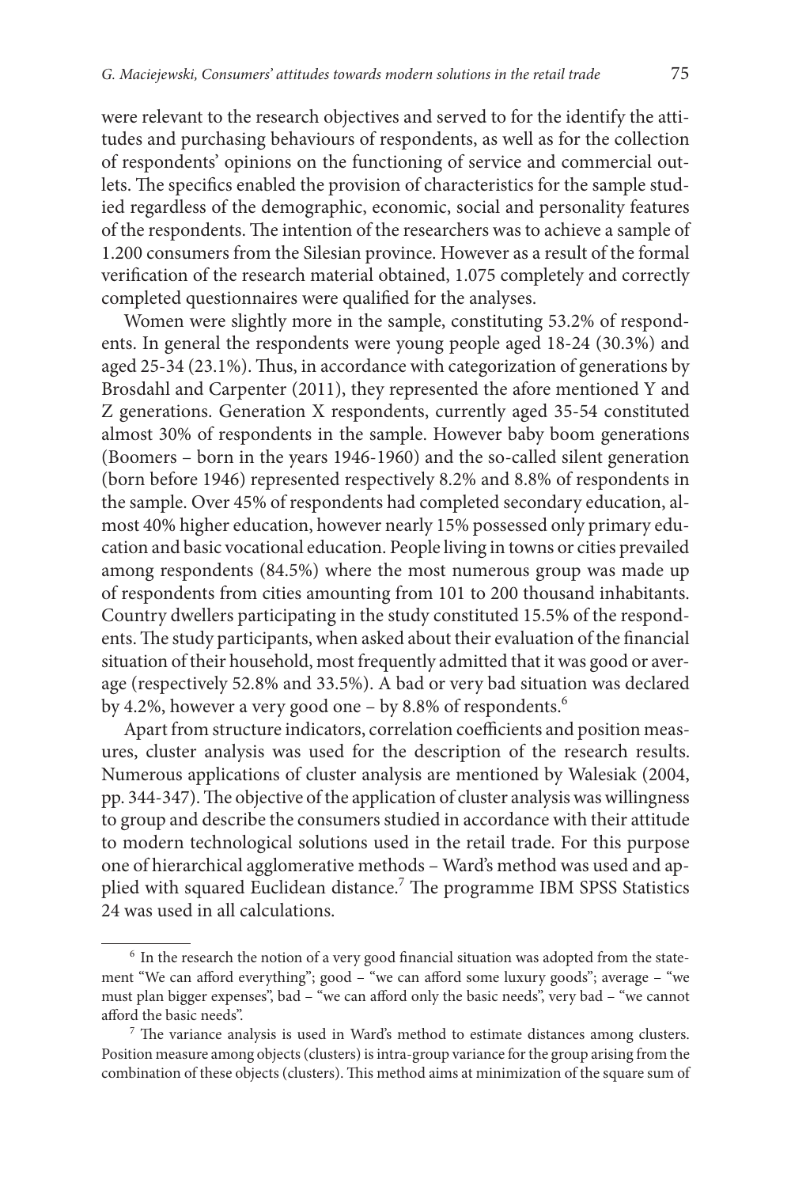were relevant to the research objectives and served to for the identify the attitudes and purchasing behaviours of respondents, as well as for the collection of respondents' opinions on the functioning of service and commercial outlets. The specifics enabled the provision of characteristics for the sample studied regardless of the demographic, economic, social and personality features of the respondents. The intention of the researchers was to achieve a sample of 1.200 consumers from the Silesian province. However as a result of the formal verification of the research material obtained, 1.075 completely and correctly completed questionnaires were qualified for the analyses.

Women were slightly more in the sample, constituting 53.2% of respondents. In general the respondents were young people aged 18-24 (30.3%) and aged 25-34 (23.1%). Thus, in accordance with categorization of generations by Brosdahl and Carpenter (2011), they represented the afore mentioned Y and Z generations. Generation X respondents, currently aged 35-54 constituted almost 30% of respondents in the sample. However baby boom generations (Boomers – born in the years 1946-1960) and the so-called silent generation (born before 1946) represented respectively 8.2% and 8.8% of respondents in the sample. Over 45% of respondents had completed secondary education, almost 40% higher education, however nearly 15% possessed only primary education and basic vocational education. People living in towns or cities prevailed among respondents (84.5%) where the most numerous group was made up of respondents from cities amounting from 101 to 200 thousand inhabitants. Country dwellers participating in the study constituted 15.5% of the respondents. The study participants, when asked about their evaluation of the financial situation of their household, most frequently admitted that it was good or average (respectively 52.8% and 33.5%). A bad or very bad situation was declared by 4.2%, however a very good one – by 8.8% of respondents.[6]

Apart from structure indicators, correlation coefficients and position measures, cluster analysis was used for the description of the research results. Numerous applications of cluster analysis are mentioned by Walesiak (2004, pp. 344-347). The objective of the application of cluster analysis was willingness to group and describe the consumers studied in accordance with their attitude to modern technological solutions used in the retail trade. For this purpose one of hierarchical agglomerative methods – Ward's method was used and applied with squared Euclidean distance.[7] The programme IBM SPSS Statistics 24 was used in all calculations.

---

[6] In the research the notion of a very good financial situation was adopted from the statement "We can afford everything"; good – "we can afford some luxury goods"; average – "we must plan bigger expenses", bad – "we can afford only the basic needs", very bad – "we cannot afford the basic needs".

[7] The variance analysis is used in Ward's method to estimate distances among clusters. Position measure among objects (clusters) is intra-group variance for the group arising from the combination of these objects (clusters). This method aims at minimization of the square sum of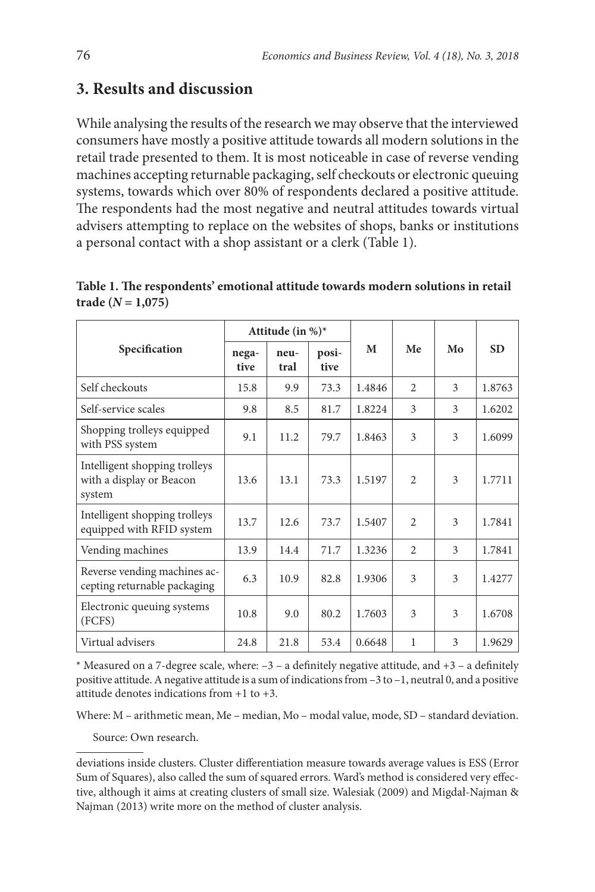## 3. Results and discussion

While analysing the results of the research we may observe that the interviewed consumers have mostly a positive attitude towards all modern solutions in the retail trade presented to them. It is most noticeable in case of reverse vending machines accepting returnable packaging, self checkouts or electronic queuing systems, towards which over 80% of respondents declared a positive attitude. The respondents had the most negative and neutral attitudes towards virtual advisers attempting to replace on the websites of shops, banks or institutions a personal contact with a shop assistant or a clerk (Table 1).

**Table 1. The respondents' emotional attitude towards modern solutions in retail trade ($N$ = 1,075)**

| Specification | Attitude (in %)* | | | M | Me | Mo | SD |
|---|---|---|---|---|---|---|---|
| | negative | neutral | positive | | | | |
| Self checkouts | 15.8 | 9.9 | 73.3 | 1.4846 | 2 | 3 | 1.8763 |
| Self-service scales | 9.8 | 8.5 | 81.7 | 1.8224 | 3 | 3 | 1.6202 |
| Shopping trolleys equipped with PSS system | 9.1 | 11.2 | 79.7 | 1.8463 | 3 | 3 | 1.6099 |
| Intelligent shopping trolleys with a display or Beacon system | 13.6 | 13.1 | 73.3 | 1.5197 | 2 | 3 | 1.7711 |
| Intelligent shopping trolleys equipped with RFID system | 13.7 | 12.6 | 73.7 | 1.5407 | 2 | 3 | 1.7841 |
| Vending machines | 13.9 | 14.4 | 71.7 | 1.3236 | 2 | 3 | 1.7841 |
| Reverse vending machines accepting returnable packaging | 6.3 | 10.9 | 82.8 | 1.9306 | 3 | 3 | 1.4277 |
| Electronic queuing systems (FCFS) | 10.8 | 9.0 | 80.2 | 1.7603 | 3 | 3 | 1.6708 |
| Virtual advisers | 24.8 | 21.8 | 53.4 | 0.6648 | 1 | 3 | 1.9629 |

* Measured on a 7-degree scale, where: –3 – a definitely negative attitude, and +3 – a definitely positive attitude. A negative attitude is a sum of indications from –3 to –1, neutral 0, and a positive attitude denotes indications from +1 to +3.

Where: M – arithmetic mean, Me – median, Mo – modal value, mode, SD – standard deviation.

Source: Own research.

---

deviations inside clusters. Cluster differentiation measure towards average values is ESS (Error Sum of Squares), also called the sum of squared errors. Ward's method is considered very effective, although it aims at creating clusters of small size. Walesiak (2009) and Migdał-Najman & Najman (2013) write more on the method of cluster analysis.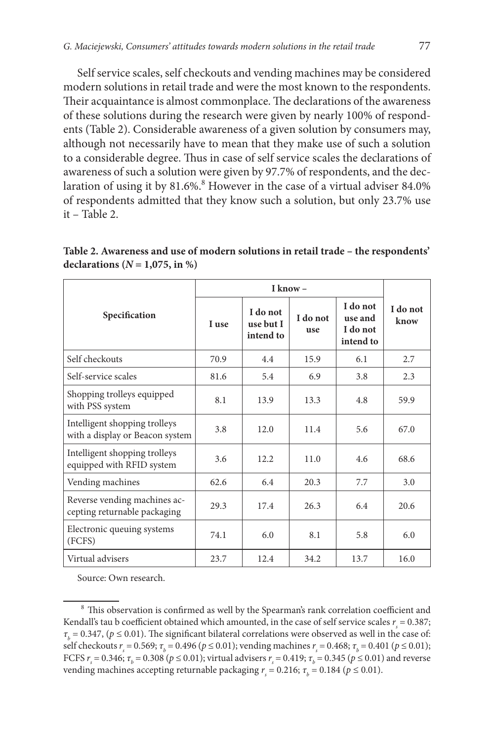Self service scales, self checkouts and vending machines may be considered modern solutions in retail trade and were the most known to the respondents. Their acquaintance is almost commonplace. The declarations of the awareness of these solutions during the research were given by nearly 100% of respondents (Table 2). Considerable awareness of a given solution by consumers may, although not necessarily have to mean that they make use of such a solution to a considerable degree. Thus in case of self service scales the declarations of awareness of such a solution were given by 97.7% of respondents, and the declaration of using it by 81.6%.[8] However in the case of a virtual adviser 84.0% of respondents admitted that they know such a solution, but only 23.7% use it – Table 2.

**Table 2. Awareness and use of modern solutions in retail trade – the respondents' declarations ($N = 1{,}075$, in %)**

| Specification | I know – | | | | I do not know |
|---|---|---|---|---|---|
| | I use | I do not use but I intend to | I do not use | I do not use and I do not intend to | |
| Self checkouts | 70.9 | 4.4 | 15.9 | 6.1 | 2.7 |
| Self-service scales | 81.6 | 5.4 | 6.9 | 3.8 | 2.3 |
| Shopping trolleys equipped with PSS system | 8.1 | 13.9 | 13.3 | 4.8 | 59.9 |
| Intelligent shopping trolleys with a display or Beacon system | 3.8 | 12.0 | 11.4 | 5.6 | 67.0 |
| Intelligent shopping trolleys equipped with RFID system | 3.6 | 12.2 | 11.0 | 4.6 | 68.6 |
| Vending machines | 62.6 | 6.4 | 20.3 | 7.7 | 3.0 |
| Reverse vending machines accepting returnable packaging | 29.3 | 17.4 | 26.3 | 6.4 | 20.6 |
| Electronic queuing systems (FCFS) | 74.1 | 6.0 | 8.1 | 5.8 | 6.0 |
| Virtual advisers | 23.7 | 12.4 | 34.2 | 13.7 | 16.0 |

Source: Own research.

[8] This observation is confirmed as well by the Spearman's rank correlation coefficient and Kendall's tau b coefficient obtained which amounted, in the case of self service scales $r_s = 0.387$; $\tau_b = 0.347$, ($p \leq 0.01$). The significant bilateral correlations were observed as well in the case of: self checkouts $r_s = 0.569$; $\tau_b = 0.496$ ($p \leq 0.01$); vending machines $r_s = 0.468$; $\tau_b = 0.401$ ($p \leq 0.01$); FCFS $r_s = 0.346$; $\tau_b = 0.308$ ($p \leq 0.01$); virtual advisers $r_s = 0.419$; $\tau_b = 0.345$ ($p \leq 0.01$) and reverse vending machines accepting returnable packaging $r_s = 0.216$; $\tau_b = 0.184$ ($p \leq 0.01$).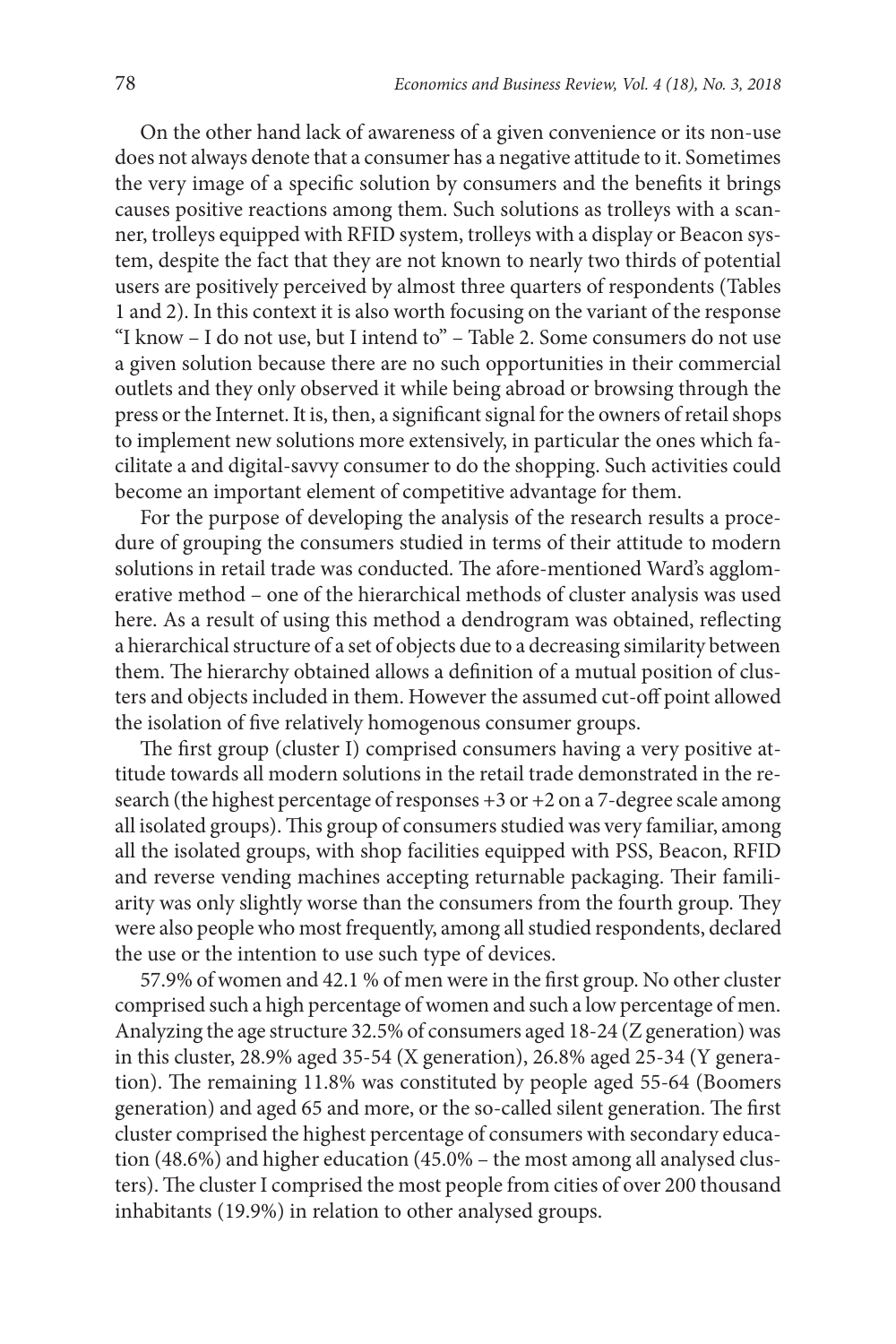On the other hand lack of awareness of a given convenience or its non-use does not always denote that a consumer has a negative attitude to it. Sometimes the very image of a specific solution by consumers and the benefits it brings causes positive reactions among them. Such solutions as trolleys with a scanner, trolleys equipped with RFID system, trolleys with a display or Beacon system, despite the fact that they are not known to nearly two thirds of potential users are positively perceived by almost three quarters of respondents (Tables 1 and 2). In this context it is also worth focusing on the variant of the response "I know – I do not use, but I intend to" – Table 2. Some consumers do not use a given solution because there are no such opportunities in their commercial outlets and they only observed it while being abroad or browsing through the press or the Internet. It is, then, a significant signal for the owners of retail shops to implement new solutions more extensively, in particular the ones which facilitate a and digital-savvy consumer to do the shopping. Such activities could become an important element of competitive advantage for them.

For the purpose of developing the analysis of the research results a procedure of grouping the consumers studied in terms of their attitude to modern solutions in retail trade was conducted. The afore-mentioned Ward's agglomerative method – one of the hierarchical methods of cluster analysis was used here. As a result of using this method a dendrogram was obtained, reflecting a hierarchical structure of a set of objects due to a decreasing similarity between them. The hierarchy obtained allows a definition of a mutual position of clusters and objects included in them. However the assumed cut-off point allowed the isolation of five relatively homogenous consumer groups.

The first group (cluster I) comprised consumers having a very positive attitude towards all modern solutions in the retail trade demonstrated in the research (the highest percentage of responses +3 or +2 on a 7-degree scale among all isolated groups). This group of consumers studied was very familiar, among all the isolated groups, with shop facilities equipped with PSS, Beacon, RFID and reverse vending machines accepting returnable packaging. Their familiarity was only slightly worse than the consumers from the fourth group. They were also people who most frequently, among all studied respondents, declared the use or the intention to use such type of devices.

57.9% of women and 42.1 % of men were in the first group. No other cluster comprised such a high percentage of women and such a low percentage of men. Analyzing the age structure 32.5% of consumers aged 18-24 (Z generation) was in this cluster, 28.9% aged 35-54 (X generation), 26.8% aged 25-34 (Y generation). The remaining 11.8% was constituted by people aged 55-64 (Boomers generation) and aged 65 and more, or the so-called silent generation. The first cluster comprised the highest percentage of consumers with secondary education (48.6%) and higher education (45.0% – the most among all analysed clusters). The cluster I comprised the most people from cities of over 200 thousand inhabitants (19.9%) in relation to other analysed groups.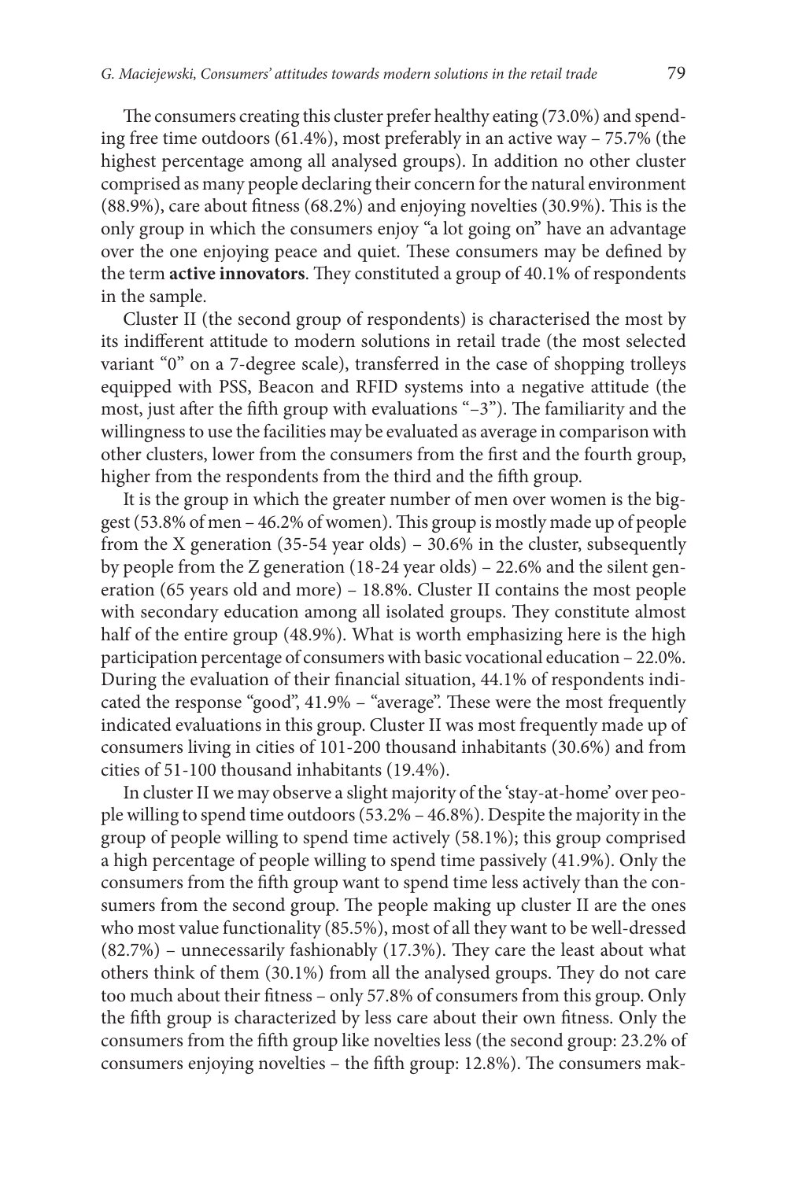The consumers creating this cluster prefer healthy eating (73.0%) and spending free time outdoors (61.4%), most preferably in an active way – 75.7% (the highest percentage among all analysed groups). In addition no other cluster comprised as many people declaring their concern for the natural environment (88.9%), care about fitness (68.2%) and enjoying novelties (30.9%). This is the only group in which the consumers enjoy "a lot going on" have an advantage over the one enjoying peace and quiet. These consumers may be defined by the term **active innovators**. They constituted a group of 40.1% of respondents in the sample.

Cluster II (the second group of respondents) is characterised the most by its indifferent attitude to modern solutions in retail trade (the most selected variant "0" on a 7-degree scale), transferred in the case of shopping trolleys equipped with PSS, Beacon and RFID systems into a negative attitude (the most, just after the fifth group with evaluations "–3"). The familiarity and the willingness to use the facilities may be evaluated as average in comparison with other clusters, lower from the consumers from the first and the fourth group, higher from the respondents from the third and the fifth group.

It is the group in which the greater number of men over women is the biggest (53.8% of men – 46.2% of women). This group is mostly made up of people from the X generation (35-54 year olds) – 30.6% in the cluster, subsequently by people from the Z generation (18-24 year olds) – 22.6% and the silent generation (65 years old and more) – 18.8%. Cluster II contains the most people with secondary education among all isolated groups. They constitute almost half of the entire group (48.9%). What is worth emphasizing here is the high participation percentage of consumers with basic vocational education – 22.0%. During the evaluation of their financial situation, 44.1% of respondents indicated the response "good", 41.9% – "average". These were the most frequently indicated evaluations in this group. Cluster II was most frequently made up of consumers living in cities of 101-200 thousand inhabitants (30.6%) and from cities of 51-100 thousand inhabitants (19.4%).

In cluster II we may observe a slight majority of the 'stay-at-home' over people willing to spend time outdoors (53.2% – 46.8%). Despite the majority in the group of people willing to spend time actively (58.1%); this group comprised a high percentage of people willing to spend time passively (41.9%). Only the consumers from the fifth group want to spend time less actively than the consumers from the second group. The people making up cluster II are the ones who most value functionality (85.5%), most of all they want to be well-dressed (82.7%) – unnecessarily fashionably (17.3%). They care the least about what others think of them (30.1%) from all the analysed groups. They do not care too much about their fitness – only 57.8% of consumers from this group. Only the fifth group is characterized by less care about their own fitness. Only the consumers from the fifth group like novelties less (the second group: 23.2% of consumers enjoying novelties – the fifth group: 12.8%). The consumers mak-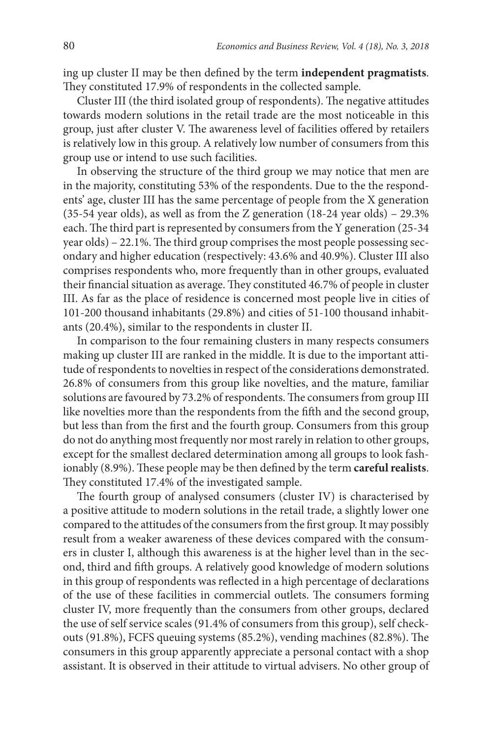ing up cluster II may be then defined by the term **independent pragmatists**. They constituted 17.9% of respondents in the collected sample.

Cluster III (the third isolated group of respondents). The negative attitudes towards modern solutions in the retail trade are the most noticeable in this group, just after cluster V. The awareness level of facilities offered by retailers is relatively low in this group. A relatively low number of consumers from this group use or intend to use such facilities.

In observing the structure of the third group we may notice that men are in the majority, constituting 53% of the respondents. Due to the the respondents' age, cluster III has the same percentage of people from the X generation (35-54 year olds), as well as from the Z generation (18-24 year olds) – 29.3% each. The third part is represented by consumers from the Y generation (25-34 year olds) – 22.1%. The third group comprises the most people possessing secondary and higher education (respectively: 43.6% and 40.9%). Cluster III also comprises respondents who, more frequently than in other groups, evaluated their financial situation as average. They constituted 46.7% of people in cluster III. As far as the place of residence is concerned most people live in cities of 101-200 thousand inhabitants (29.8%) and cities of 51-100 thousand inhabitants (20.4%), similar to the respondents in cluster II.

In comparison to the four remaining clusters in many respects consumers making up cluster III are ranked in the middle. It is due to the important attitude of respondents to novelties in respect of the considerations demonstrated. 26.8% of consumers from this group like novelties, and the mature, familiar solutions are favoured by 73.2% of respondents. The consumers from group III like novelties more than the respondents from the fifth and the second group, but less than from the first and the fourth group. Consumers from this group do not do anything most frequently nor most rarely in relation to other groups, except for the smallest declared determination among all groups to look fashionably (8.9%). These people may be then defined by the term **careful realists**. They constituted 17.4% of the investigated sample.

The fourth group of analysed consumers (cluster IV) is characterised by a positive attitude to modern solutions in the retail trade, a slightly lower one compared to the attitudes of the consumers from the first group. It may possibly result from a weaker awareness of these devices compared with the consumers in cluster I, although this awareness is at the higher level than in the second, third and fifth groups. A relatively good knowledge of modern solutions in this group of respondents was reflected in a high percentage of declarations of the use of these facilities in commercial outlets. The consumers forming cluster IV, more frequently than the consumers from other groups, declared the use of self service scales (91.4% of consumers from this group), self checkouts (91.8%), FCFS queuing systems (85.2%), vending machines (82.8%). The consumers in this group apparently appreciate a personal contact with a shop assistant. It is observed in their attitude to virtual advisers. No other group of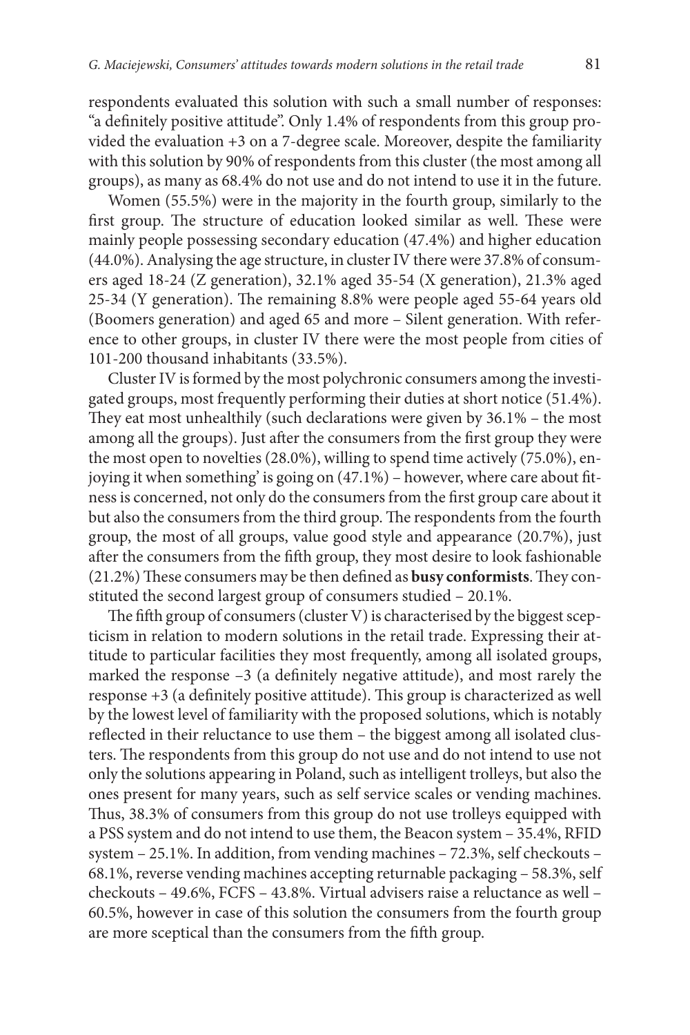respondents evaluated this solution with such a small number of responses: "a definitely positive attitude". Only 1.4% of respondents from this group provided the evaluation +3 on a 7-degree scale. Moreover, despite the familiarity with this solution by 90% of respondents from this cluster (the most among all groups), as many as 68.4% do not use and do not intend to use it in the future.

Women (55.5%) were in the majority in the fourth group, similarly to the first group. The structure of education looked similar as well. These were mainly people possessing secondary education (47.4%) and higher education (44.0%). Analysing the age structure, in cluster IV there were 37.8% of consumers aged 18-24 (Z generation), 32.1% aged 35-54 (X generation), 21.3% aged 25-34 (Y generation). The remaining 8.8% were people aged 55-64 years old (Boomers generation) and aged 65 and more – Silent generation. With reference to other groups, in cluster IV there were the most people from cities of 101-200 thousand inhabitants (33.5%).

Cluster IV is formed by the most polychronic consumers among the investigated groups, most frequently performing their duties at short notice (51.4%). They eat most unhealthily (such declarations were given by 36.1% – the most among all the groups). Just after the consumers from the first group they were the most open to novelties (28.0%), willing to spend time actively (75.0%), enjoying it when something' is going on (47.1%) – however, where care about fitness is concerned, not only do the consumers from the first group care about it but also the consumers from the third group. The respondents from the fourth group, the most of all groups, value good style and appearance (20.7%), just after the consumers from the fifth group, they most desire to look fashionable (21.2%) These consumers may be then defined as **busy conformists**. They constituted the second largest group of consumers studied – 20.1%.

The fifth group of consumers (cluster V) is characterised by the biggest scepticism in relation to modern solutions in the retail trade. Expressing their attitude to particular facilities they most frequently, among all isolated groups, marked the response –3 (a definitely negative attitude), and most rarely the response +3 (a definitely positive attitude). This group is characterized as well by the lowest level of familiarity with the proposed solutions, which is notably reflected in their reluctance to use them – the biggest among all isolated clusters. The respondents from this group do not use and do not intend to use not only the solutions appearing in Poland, such as intelligent trolleys, but also the ones present for many years, such as self service scales or vending machines. Thus, 38.3% of consumers from this group do not use trolleys equipped with a PSS system and do not intend to use them, the Beacon system – 35.4%, RFID system – 25.1%. In addition, from vending machines – 72.3%, self checkouts – 68.1%, reverse vending machines accepting returnable packaging – 58.3%, self checkouts – 49.6%, FCFS – 43.8%. Virtual advisers raise a reluctance as well – 60.5%, however in case of this solution the consumers from the fourth group are more sceptical than the consumers from the fifth group.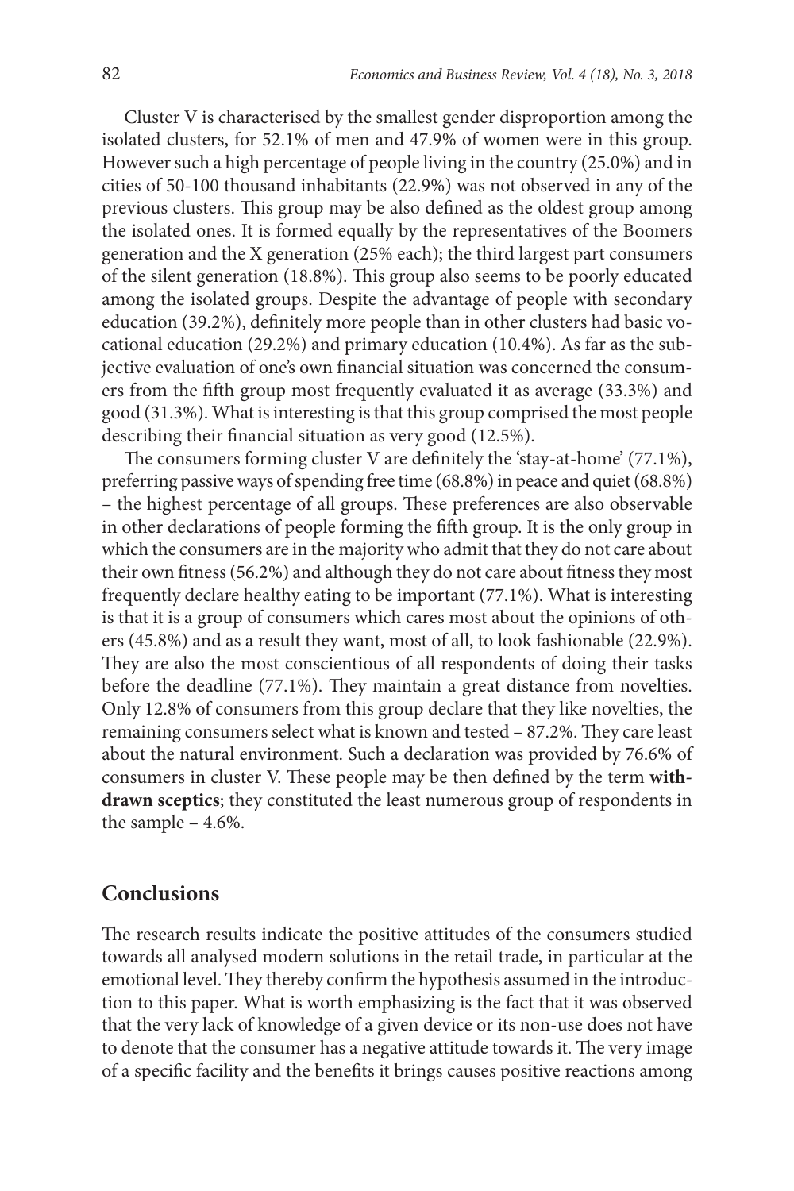Cluster V is characterised by the smallest gender disproportion among the isolated clusters, for 52.1% of men and 47.9% of women were in this group. However such a high percentage of people living in the country (25.0%) and in cities of 50-100 thousand inhabitants (22.9%) was not observed in any of the previous clusters. This group may be also defined as the oldest group among the isolated ones. It is formed equally by the representatives of the Boomers generation and the X generation (25% each); the third largest part consumers of the silent generation (18.8%). This group also seems to be poorly educated among the isolated groups. Despite the advantage of people with secondary education (39.2%), definitely more people than in other clusters had basic vocational education (29.2%) and primary education (10.4%). As far as the subjective evaluation of one's own financial situation was concerned the consumers from the fifth group most frequently evaluated it as average (33.3%) and good (31.3%). What is interesting is that this group comprised the most people describing their financial situation as very good (12.5%).

The consumers forming cluster V are definitely the 'stay-at-home' (77.1%), preferring passive ways of spending free time (68.8%) in peace and quiet (68.8%) – the highest percentage of all groups. These preferences are also observable in other declarations of people forming the fifth group. It is the only group in which the consumers are in the majority who admit that they do not care about their own fitness (56.2%) and although they do not care about fitness they most frequently declare healthy eating to be important (77.1%). What is interesting is that it is a group of consumers which cares most about the opinions of others (45.8%) and as a result they want, most of all, to look fashionable (22.9%). They are also the most conscientious of all respondents of doing their tasks before the deadline (77.1%). They maintain a great distance from novelties. Only 12.8% of consumers from this group declare that they like novelties, the remaining consumers select what is known and tested – 87.2%. They care least about the natural environment. Such a declaration was provided by 76.6% of consumers in cluster V. These people may be then defined by the term **withdrawn sceptics**; they constituted the least numerous group of respondents in the sample – 4.6%.

## Conclusions

The research results indicate the positive attitudes of the consumers studied towards all analysed modern solutions in the retail trade, in particular at the emotional level. They thereby confirm the hypothesis assumed in the introduction to this paper. What is worth emphasizing is the fact that it was observed that the very lack of knowledge of a given device or its non-use does not have to denote that the consumer has a negative attitude towards it. The very image of a specific facility and the benefits it brings causes positive reactions among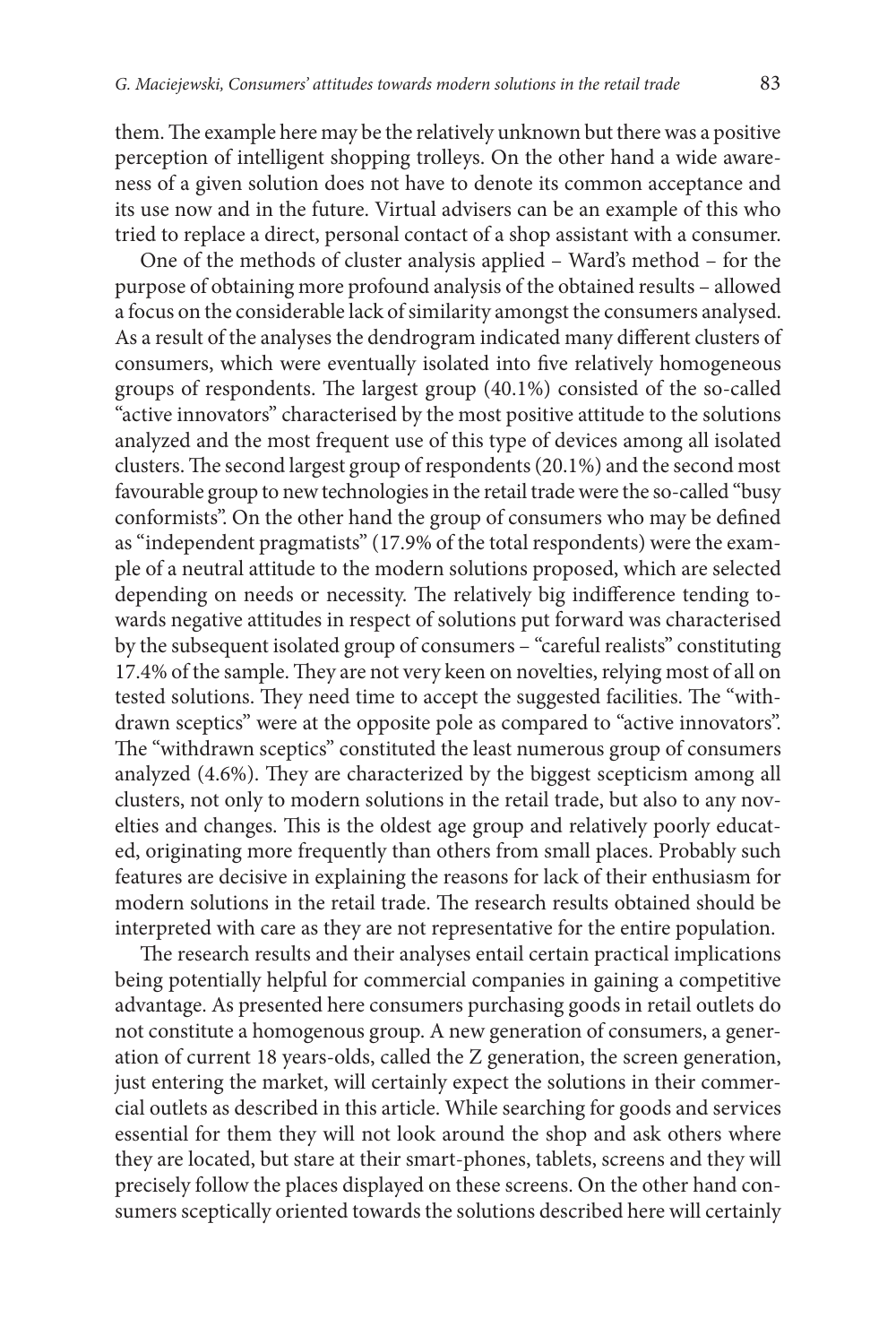them. The example here may be the relatively unknown but there was a positive perception of intelligent shopping trolleys. On the other hand a wide awareness of a given solution does not have to denote its common acceptance and its use now and in the future. Virtual advisers can be an example of this who tried to replace a direct, personal contact of a shop assistant with a consumer.

One of the methods of cluster analysis applied – Ward's method – for the purpose of obtaining more profound analysis of the obtained results – allowed a focus on the considerable lack of similarity amongst the consumers analysed. As a result of the analyses the dendrogram indicated many different clusters of consumers, which were eventually isolated into five relatively homogeneous groups of respondents. The largest group (40.1%) consisted of the so-called "active innovators" characterised by the most positive attitude to the solutions analyzed and the most frequent use of this type of devices among all isolated clusters. The second largest group of respondents (20.1%) and the second most favourable group to new technologies in the retail trade were the so-called "busy conformists". On the other hand the group of consumers who may be defined as "independent pragmatists" (17.9% of the total respondents) were the example of a neutral attitude to the modern solutions proposed, which are selected depending on needs or necessity. The relatively big indifference tending towards negative attitudes in respect of solutions put forward was characterised by the subsequent isolated group of consumers – "careful realists" constituting 17.4% of the sample. They are not very keen on novelties, relying most of all on tested solutions. They need time to accept the suggested facilities. The "withdrawn sceptics" were at the opposite pole as compared to "active innovators". The "withdrawn sceptics" constituted the least numerous group of consumers analyzed (4.6%). They are characterized by the biggest scepticism among all clusters, not only to modern solutions in the retail trade, but also to any novelties and changes. This is the oldest age group and relatively poorly educated, originating more frequently than others from small places. Probably such features are decisive in explaining the reasons for lack of their enthusiasm for modern solutions in the retail trade. The research results obtained should be interpreted with care as they are not representative for the entire population.

The research results and their analyses entail certain practical implications being potentially helpful for commercial companies in gaining a competitive advantage. As presented here consumers purchasing goods in retail outlets do not constitute a homogenous group. A new generation of consumers, a generation of current 18 years-olds, called the Z generation, the screen generation, just entering the market, will certainly expect the solutions in their commercial outlets as described in this article. While searching for goods and services essential for them they will not look around the shop and ask others where they are located, but stare at their smart-phones, tablets, screens and they will precisely follow the places displayed on these screens. On the other hand consumers sceptically oriented towards the solutions described here will certainly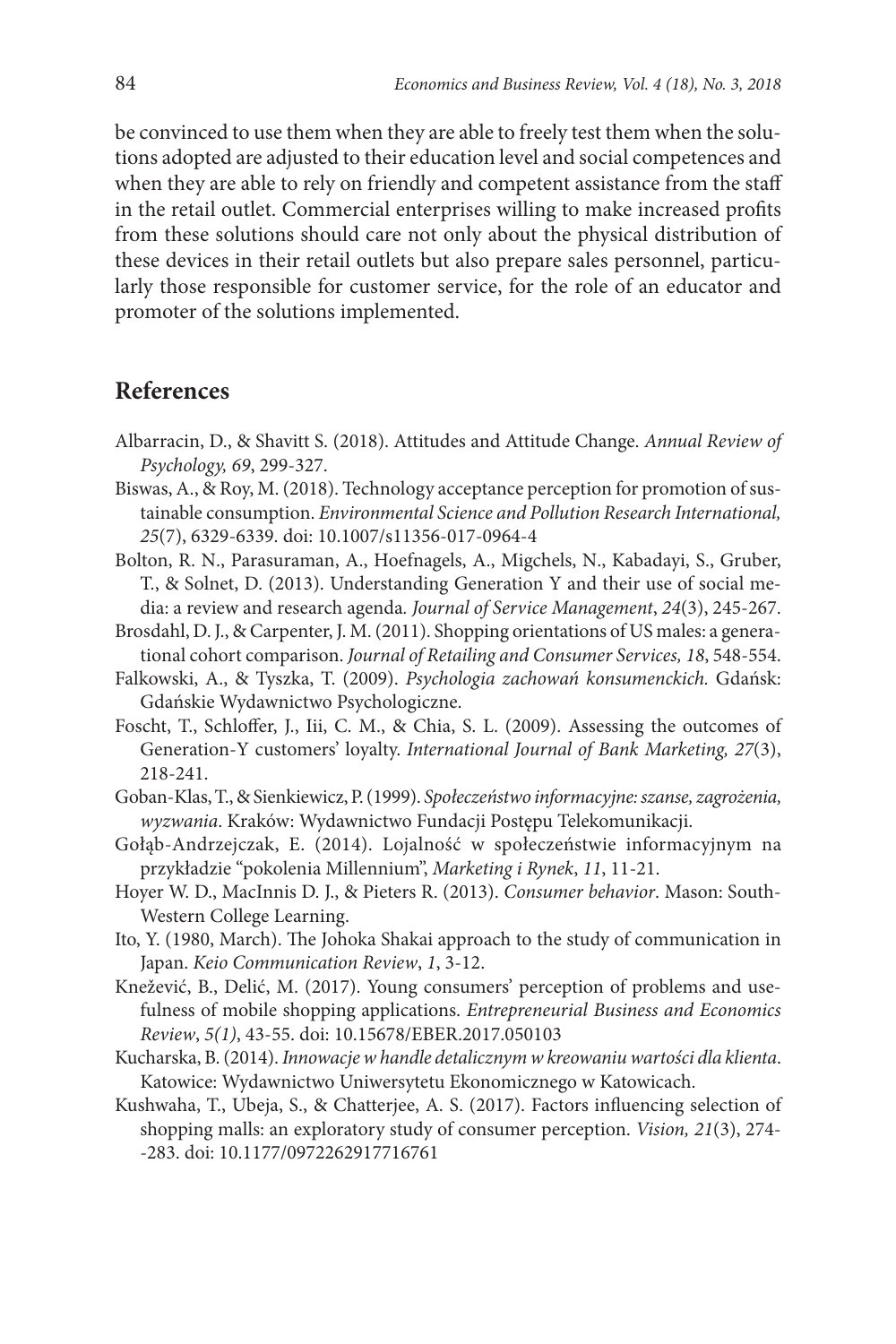be convinced to use them when they are able to freely test them when the solutions adopted are adjusted to their education level and social competences and when they are able to rely on friendly and competent assistance from the staff in the retail outlet. Commercial enterprises willing to make increased profits from these solutions should care not only about the physical distribution of these devices in their retail outlets but also prepare sales personnel, particularly those responsible for customer service, for the role of an educator and promoter of the solutions implemented.

## References

Albarracin, D., & Shavitt S. (2018). Attitudes and Attitude Change. *Annual Review of Psychology, 69*, 299-327.

Biswas, A., & Roy, M. (2018). Technology acceptance perception for promotion of sustainable consumption. *Environmental Science and Pollution Research International, 25*(7), 6329-6339. doi: 10.1007/s11356-017-0964-4

Bolton, R. N., Parasuraman, A., Hoefnagels, A., Migchels, N., Kabadayi, S., Gruber, T., & Solnet, D. (2013). Understanding Generation Y and their use of social media: a review and research agenda. *Journal of Service Management*, *24*(3), 245-267.

Brosdahl, D. J., & Carpenter, J. M. (2011). Shopping orientations of US males: a generational cohort comparison. *Journal of Retailing and Consumer Services, 18*, 548-554.

Falkowski, A., & Tyszka, T. (2009). *Psychologia zachowań konsumenckich.* Gdańsk: Gdańskie Wydawnictwo Psychologiczne.

Foscht, T., Schloffer, J., Iii, C. M., & Chia, S. L. (2009). Assessing the outcomes of Generation-Y customers' loyalty. *International Journal of Bank Marketing, 27*(3), 218-241.

Goban-Klas, T., & Sienkiewicz, P. (1999). *Społeczeństwo informacyjne: szanse, zagrożenia, wyzwania*. Kraków: Wydawnictwo Fundacji Postępu Telekomunikacji.

Gołąb-Andrzejczak, E. (2014). Lojalność w społeczeństwie informacyjnym na przykładzie "pokolenia Millennium", *Marketing i Rynek*, *11*, 11-21.

Hoyer W. D., MacInnis D. J., & Pieters R. (2013). *Consumer behavior*. Mason: South-Western College Learning.

Ito, Y. (1980, March). The Johoka Shakai approach to the study of communication in Japan. *Keio Communication Review*, *1*, 3-12.

Knežević, B., Delić, M. (2017). Young consumers' perception of problems and usefulness of mobile shopping applications. *Entrepreneurial Business and Economics Review*, *5(1)*, 43-55. doi: 10.15678/EBER.2017.050103

Kucharska, B. (2014). *Innowacje w handle detalicznym w kreowaniu wartości dla klienta*. Katowice: Wydawnictwo Uniwersytetu Ekonomicznego w Katowicach.

Kushwaha, T., Ubeja, S., & Chatterjee, A. S. (2017). Factors influencing selection of shopping malls: an exploratory study of consumer perception. *Vision, 21*(3), 274--283. doi: 10.1177/0972262917716761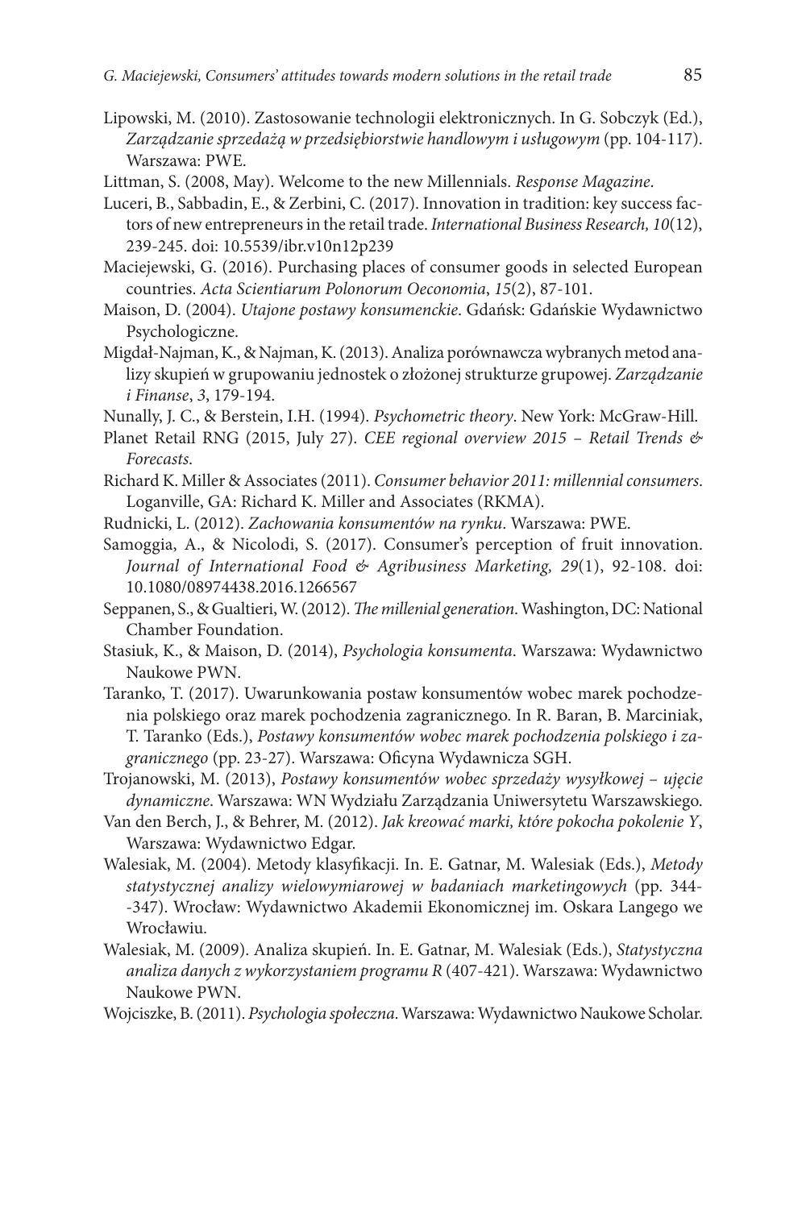Lipowski, M. (2010). Zastosowanie technologii elektronicznych. In G. Sobczyk (Ed.), *Zarządzanie sprzedażą w przedsiębiorstwie handlowym i usługowym* (pp. 104-117). Warszawa: PWE.

Littman, S. (2008, May). Welcome to the new Millennials. *Response Magazine*.

Luceri, B., Sabbadin, E., & Zerbini, C. (2017). Innovation in tradition: key success factors of new entrepreneurs in the retail trade. *International Business Research, 10*(12), 239-245. doi: 10.5539/ibr.v10n12p239

Maciejewski, G. (2016). Purchasing places of consumer goods in selected European countries. *Acta Scientiarum Polonorum Oeconomia*, *15*(2), 87-101.

Maison, D. (2004). *Utajone postawy konsumenckie*. Gdańsk: Gdańskie Wydawnictwo Psychologiczne.

Migdał-Najman, K., & Najman, K. (2013). Analiza porównawcza wybranych metod analizy skupień w grupowaniu jednostek o złożonej strukturze grupowej. *Zarządzanie i Finanse*, *3*, 179-194.

Nunally, J. C., & Berstein, I.H. (1994). *Psychometric theory*. New York: McGraw-Hill.

Planet Retail RNG (2015, July 27). *CEE regional overview 2015 – Retail Trends & Forecasts.*

Richard K. Miller & Associates (2011). *Consumer behavior 2011: millennial consumers*. Loganville, GA: Richard K. Miller and Associates (RKMA).

Rudnicki, L. (2012). *Zachowania konsumentów na rynku*. Warszawa: PWE.

Samoggia, A., & Nicolodi, S. (2017). Consumer's perception of fruit innovation. *Journal of International Food & Agribusiness Marketing, 29*(1), 92-108. doi: 10.1080/08974438.2016.1266567

Seppanen, S., & Gualtieri, W. (2012). *The millenial generation*. Washington, DC: National Chamber Foundation.

Stasiuk, K., & Maison, D. (2014), *Psychologia konsumenta*. Warszawa: Wydawnictwo Naukowe PWN.

Taranko, T. (2017). Uwarunkowania postaw konsumentów wobec marek pochodzenia polskiego oraz marek pochodzenia zagranicznego. In R. Baran, B. Marciniak, T. Taranko (Eds.), *Postawy konsumentów wobec marek pochodzenia polskiego i zagranicznego* (pp. 23-27). Warszawa: Oficyna Wydawnicza SGH.

Trojanowski, M. (2013), *Postawy konsumentów wobec sprzedaży wysyłkowej – ujęcie dynamiczne*. Warszawa: WN Wydziału Zarządzania Uniwersytetu Warszawskiego.

Van den Berch, J., & Behrer, M. (2012). *Jak kreować marki, które pokocha pokolenie Y*, Warszawa: Wydawnictwo Edgar.

Walesiak, M. (2004). Metody klasyfikacji. In. E. Gatnar, M. Walesiak (Eds.), *Metody statystycznej analizy wielowymiarowej w badaniach marketingowych* (pp. 344--347). Wrocław: Wydawnictwo Akademii Ekonomicznej im. Oskara Langego we Wrocławiu.

Walesiak, M. (2009). Analiza skupień. In. E. Gatnar, M. Walesiak (Eds.), *Statystyczna analiza danych z wykorzystaniem programu R* (407-421). Warszawa: Wydawnictwo Naukowe PWN.

Wojciszke, B. (2011). *Psychologia społeczna*. Warszawa: Wydawnictwo Naukowe Scholar.